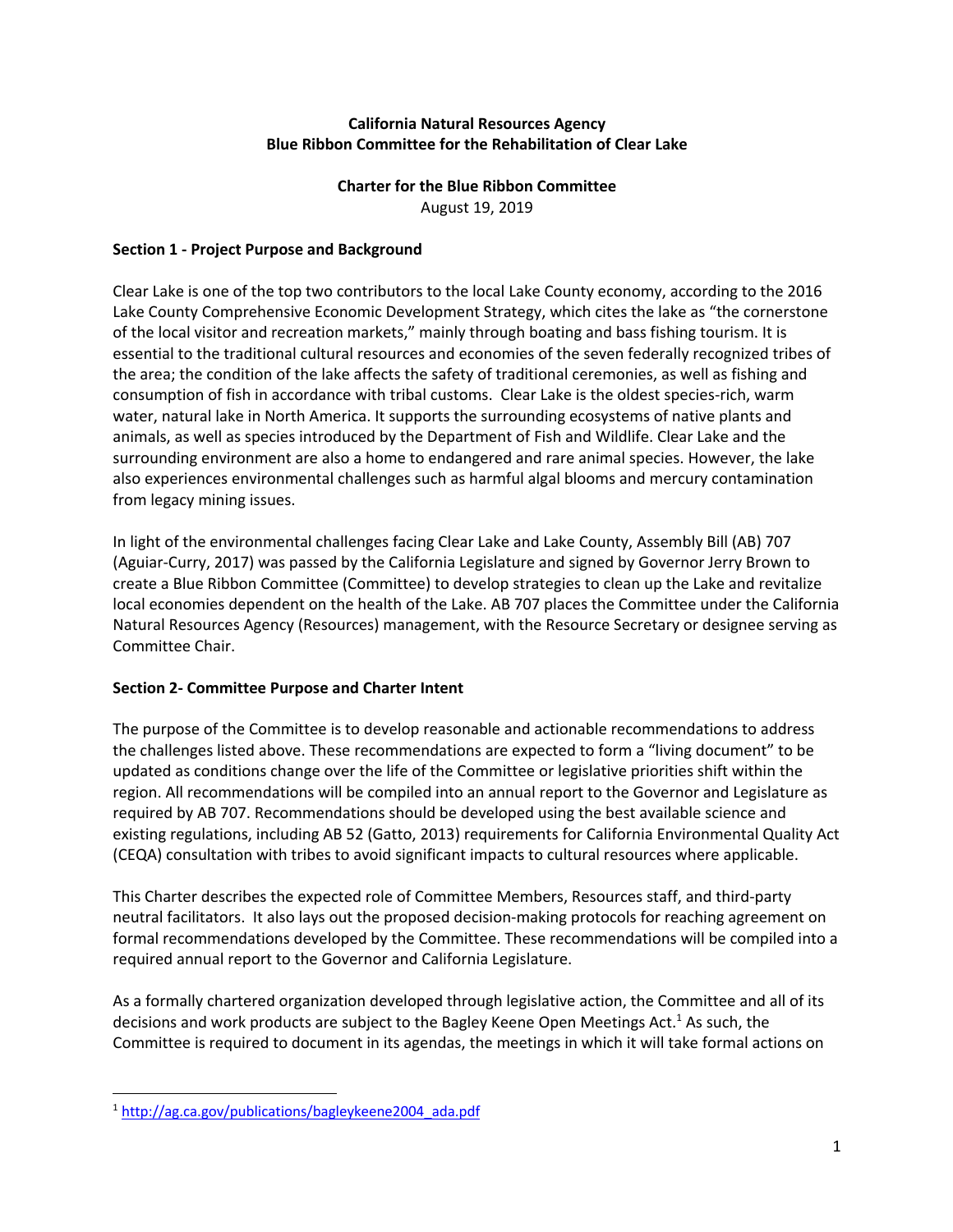**California Natural Resources Agency**
**Blue Ribbon Committee for the Rehabilitation of Clear Lake**

**Charter for the Blue Ribbon Committee**
August 19, 2019

## Section 1 - Project Purpose and Background

Clear Lake is one of the top two contributors to the local Lake County economy, according to the 2016 Lake County Comprehensive Economic Development Strategy, which cites the lake as "the cornerstone of the local visitor and recreation markets," mainly through boating and bass fishing tourism. It is essential to the traditional cultural resources and economies of the seven federally recognized tribes of the area; the condition of the lake affects the safety of traditional ceremonies, as well as fishing and consumption of fish in accordance with tribal customs. Clear Lake is the oldest species-rich, warm water, natural lake in North America. It supports the surrounding ecosystems of native plants and animals, as well as species introduced by the Department of Fish and Wildlife. Clear Lake and the surrounding environment are also a home to endangered and rare animal species. However, the lake also experiences environmental challenges such as harmful algal blooms and mercury contamination from legacy mining issues.

In light of the environmental challenges facing Clear Lake and Lake County, Assembly Bill (AB) 707 (Aguiar-Curry, 2017) was passed by the California Legislature and signed by Governor Jerry Brown to create a Blue Ribbon Committee (Committee) to develop strategies to clean up the Lake and revitalize local economies dependent on the health of the Lake. AB 707 places the Committee under the California Natural Resources Agency (Resources) management, with the Resource Secretary or designee serving as Committee Chair.

## Section 2- Committee Purpose and Charter Intent

The purpose of the Committee is to develop reasonable and actionable recommendations to address the challenges listed above. These recommendations are expected to form a "living document" to be updated as conditions change over the life of the Committee or legislative priorities shift within the region. All recommendations will be compiled into an annual report to the Governor and Legislature as required by AB 707. Recommendations should be developed using the best available science and existing regulations, including AB 52 (Gatto, 2013) requirements for California Environmental Quality Act (CEQA) consultation with tribes to avoid significant impacts to cultural resources where applicable.

This Charter describes the expected role of Committee Members, Resources staff, and third-party neutral facilitators. It also lays out the proposed decision-making protocols for reaching agreement on formal recommendations developed by the Committee. These recommendations will be compiled into a required annual report to the Governor and California Legislature.

As a formally chartered organization developed through legislative action, the Committee and all of its decisions and work products are subject to the Bagley Keene Open Meetings Act.[1] As such, the Committee is required to document in its agendas, the meetings in which it will take formal actions on

[1] http://ag.ca.gov/publications/bagleykeene2004_ada.pdf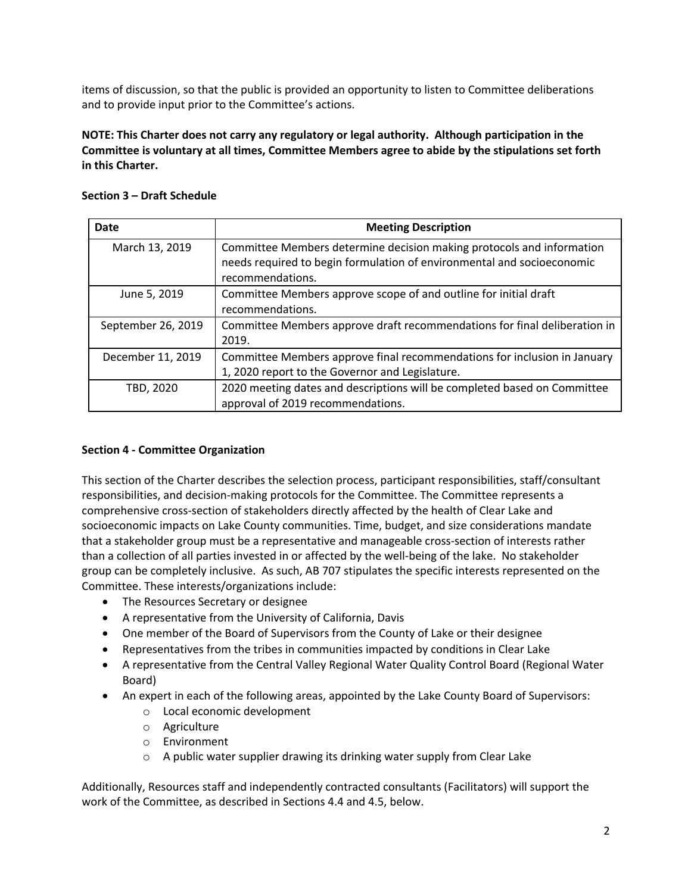items of discussion, so that the public is provided an opportunity to listen to Committee deliberations and to provide input prior to the Committee's actions.

**NOTE: This Charter does not carry any regulatory or legal authority. Although participation in the Committee is voluntary at all times, Committee Members agree to abide by the stipulations set forth in this Charter.**

**Section 3 – Draft Schedule**

| Date | Meeting Description |
|---|---|
| March 13, 2019 | Committee Members determine decision making protocols and information needs required to begin formulation of environmental and socioeconomic recommendations. |
| June 5, 2019 | Committee Members approve scope of and outline for initial draft recommendations. |
| September 26, 2019 | Committee Members approve draft recommendations for final deliberation in 2019. |
| December 11, 2019 | Committee Members approve final recommendations for inclusion in January 1, 2020 report to the Governor and Legislature. |
| TBD, 2020 | 2020 meeting dates and descriptions will be completed based on Committee approval of 2019 recommendations. |

**Section 4 - Committee Organization**

This section of the Charter describes the selection process, participant responsibilities, staff/consultant responsibilities, and decision-making protocols for the Committee. The Committee represents a comprehensive cross-section of stakeholders directly affected by the health of Clear Lake and socioeconomic impacts on Lake County communities. Time, budget, and size considerations mandate that a stakeholder group must be a representative and manageable cross-section of interests rather than a collection of all parties invested in or affected by the well-being of the lake. No stakeholder group can be completely inclusive. As such, AB 707 stipulates the specific interests represented on the Committee. These interests/organizations include:

- The Resources Secretary or designee
- A representative from the University of California, Davis
- One member of the Board of Supervisors from the County of Lake or their designee
- Representatives from the tribes in communities impacted by conditions in Clear Lake
- A representative from the Central Valley Regional Water Quality Control Board (Regional Water Board)
- An expert in each of the following areas, appointed by the Lake County Board of Supervisors:
  - Local economic development
  - Agriculture
  - Environment
  - A public water supplier drawing its drinking water supply from Clear Lake

Additionally, Resources staff and independently contracted consultants (Facilitators) will support the work of the Committee, as described in Sections 4.4 and 4.5, below.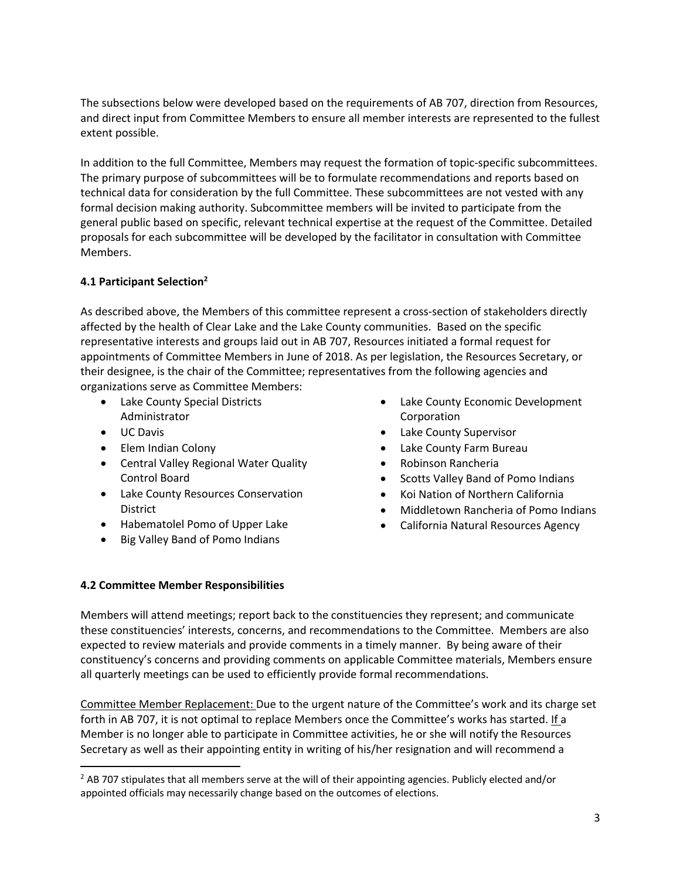The subsections below were developed based on the requirements of AB 707, direction from Resources, and direct input from Committee Members to ensure all member interests are represented to the fullest extent possible.

In addition to the full Committee, Members may request the formation of topic-specific subcommittees. The primary purpose of subcommittees will be to formulate recommendations and reports based on technical data for consideration by the full Committee. These subcommittees are not vested with any formal decision making authority. Subcommittee members will be invited to participate from the general public based on specific, relevant technical expertise at the request of the Committee. Detailed proposals for each subcommittee will be developed by the facilitator in consultation with Committee Members.

### 4.1 Participant Selection[2]

As described above, the Members of this committee represent a cross-section of stakeholders directly affected by the health of Clear Lake and the Lake County communities. Based on the specific representative interests and groups laid out in AB 707, Resources initiated a formal request for appointments of Committee Members in June of 2018. As per legislation, the Resources Secretary, or their designee, is the chair of the Committee; representatives from the following agencies and organizations serve as Committee Members:

- Lake County Special Districts Administrator
- UC Davis
- Elem Indian Colony
- Central Valley Regional Water Quality Control Board
- Lake County Resources Conservation District
- Habematolel Pomo of Upper Lake
- Big Valley Band of Pomo Indians
- Lake County Economic Development Corporation
- Lake County Supervisor
- Lake County Farm Bureau
- Robinson Rancheria
- Scotts Valley Band of Pomo Indians
- Koi Nation of Northern California
- Middletown Rancheria of Pomo Indians
- California Natural Resources Agency

### 4.2 Committee Member Responsibilities

Members will attend meetings; report back to the constituencies they represent; and communicate these constituencies' interests, concerns, and recommendations to the Committee. Members are also expected to review materials and provide comments in a timely manner. By being aware of their constituency's concerns and providing comments on applicable Committee materials, Members ensure all quarterly meetings can be used to efficiently provide formal recommendations.

Committee Member Replacement: Due to the urgent nature of the Committee's work and its charge set forth in AB 707, it is not optimal to replace Members once the Committee's works has started. If a Member is no longer able to participate in Committee activities, he or she will notify the Resources Secretary as well as their appointing entity in writing of his/her resignation and will recommend a

---

[2] AB 707 stipulates that all members serve at the will of their appointing agencies. Publicly elected and/or appointed officials may necessarily change based on the outcomes of elections.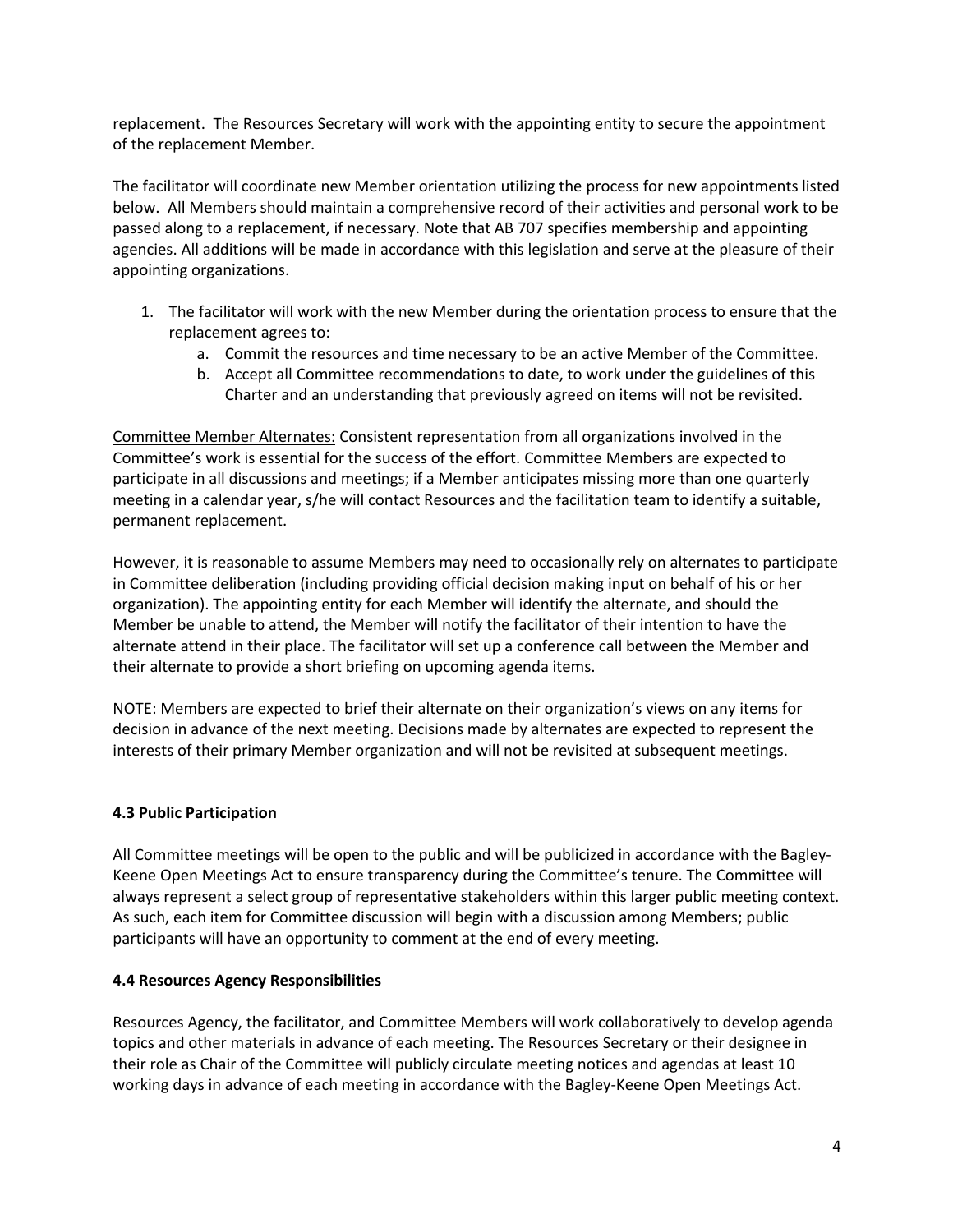replacement. The Resources Secretary will work with the appointing entity to secure the appointment of the replacement Member.

The facilitator will coordinate new Member orientation utilizing the process for new appointments listed below. All Members should maintain a comprehensive record of their activities and personal work to be passed along to a replacement, if necessary. Note that AB 707 specifies membership and appointing agencies. All additions will be made in accordance with this legislation and serve at the pleasure of their appointing organizations.

1. The facilitator will work with the new Member during the orientation process to ensure that the replacement agrees to:
   a. Commit the resources and time necessary to be an active Member of the Committee.
   b. Accept all Committee recommendations to date, to work under the guidelines of this Charter and an understanding that previously agreed on items will not be revisited.

<u>Committee Member Alternates:</u> Consistent representation from all organizations involved in the Committee's work is essential for the success of the effort. Committee Members are expected to participate in all discussions and meetings; if a Member anticipates missing more than one quarterly meeting in a calendar year, s/he will contact Resources and the facilitation team to identify a suitable, permanent replacement.

However, it is reasonable to assume Members may need to occasionally rely on alternates to participate in Committee deliberation (including providing official decision making input on behalf of his or her organization). The appointing entity for each Member will identify the alternate, and should the Member be unable to attend, the Member will notify the facilitator of their intention to have the alternate attend in their place. The facilitator will set up a conference call between the Member and their alternate to provide a short briefing on upcoming agenda items.

NOTE: Members are expected to brief their alternate on their organization's views on any items for decision in advance of the next meeting. Decisions made by alternates are expected to represent the interests of their primary Member organization and will not be revisited at subsequent meetings.

### 4.3 Public Participation

All Committee meetings will be open to the public and will be publicized in accordance with the Bagley-Keene Open Meetings Act to ensure transparency during the Committee's tenure. The Committee will always represent a select group of representative stakeholders within this larger public meeting context. As such, each item for Committee discussion will begin with a discussion among Members; public participants will have an opportunity to comment at the end of every meeting.

### 4.4 Resources Agency Responsibilities

Resources Agency, the facilitator, and Committee Members will work collaboratively to develop agenda topics and other materials in advance of each meeting. The Resources Secretary or their designee in their role as Chair of the Committee will publicly circulate meeting notices and agendas at least 10 working days in advance of each meeting in accordance with the Bagley-Keene Open Meetings Act.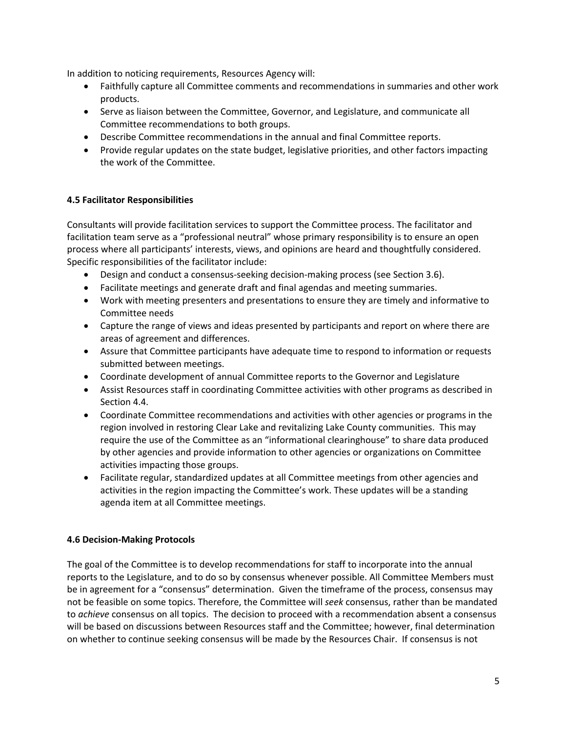In addition to noticing requirements, Resources Agency will:

- Faithfully capture all Committee comments and recommendations in summaries and other work products.
- Serve as liaison between the Committee, Governor, and Legislature, and communicate all Committee recommendations to both groups.
- Describe Committee recommendations in the annual and final Committee reports.
- Provide regular updates on the state budget, legislative priorities, and other factors impacting the work of the Committee.

**4.5 Facilitator Responsibilities**

Consultants will provide facilitation services to support the Committee process. The facilitator and facilitation team serve as a "professional neutral" whose primary responsibility is to ensure an open process where all participants' interests, views, and opinions are heard and thoughtfully considered. Specific responsibilities of the facilitator include:

- Design and conduct a consensus-seeking decision-making process (see Section 3.6).
- Facilitate meetings and generate draft and final agendas and meeting summaries.
- Work with meeting presenters and presentations to ensure they are timely and informative to Committee needs
- Capture the range of views and ideas presented by participants and report on where there are areas of agreement and differences.
- Assure that Committee participants have adequate time to respond to information or requests submitted between meetings.
- Coordinate development of annual Committee reports to the Governor and Legislature
- Assist Resources staff in coordinating Committee activities with other programs as described in Section 4.4.
- Coordinate Committee recommendations and activities with other agencies or programs in the region involved in restoring Clear Lake and revitalizing Lake County communities. This may require the use of the Committee as an "informational clearinghouse" to share data produced by other agencies and provide information to other agencies or organizations on Committee activities impacting those groups.
- Facilitate regular, standardized updates at all Committee meetings from other agencies and activities in the region impacting the Committee's work. These updates will be a standing agenda item at all Committee meetings.

**4.6 Decision-Making Protocols**

The goal of the Committee is to develop recommendations for staff to incorporate into the annual reports to the Legislature, and to do so by consensus whenever possible. All Committee Members must be in agreement for a "consensus" determination. Given the timeframe of the process, consensus may not be feasible on some topics. Therefore, the Committee will *seek* consensus, rather than be mandated to *achieve* consensus on all topics. The decision to proceed with a recommendation absent a consensus will be based on discussions between Resources staff and the Committee; however, final determination on whether to continue seeking consensus will be made by the Resources Chair. If consensus is not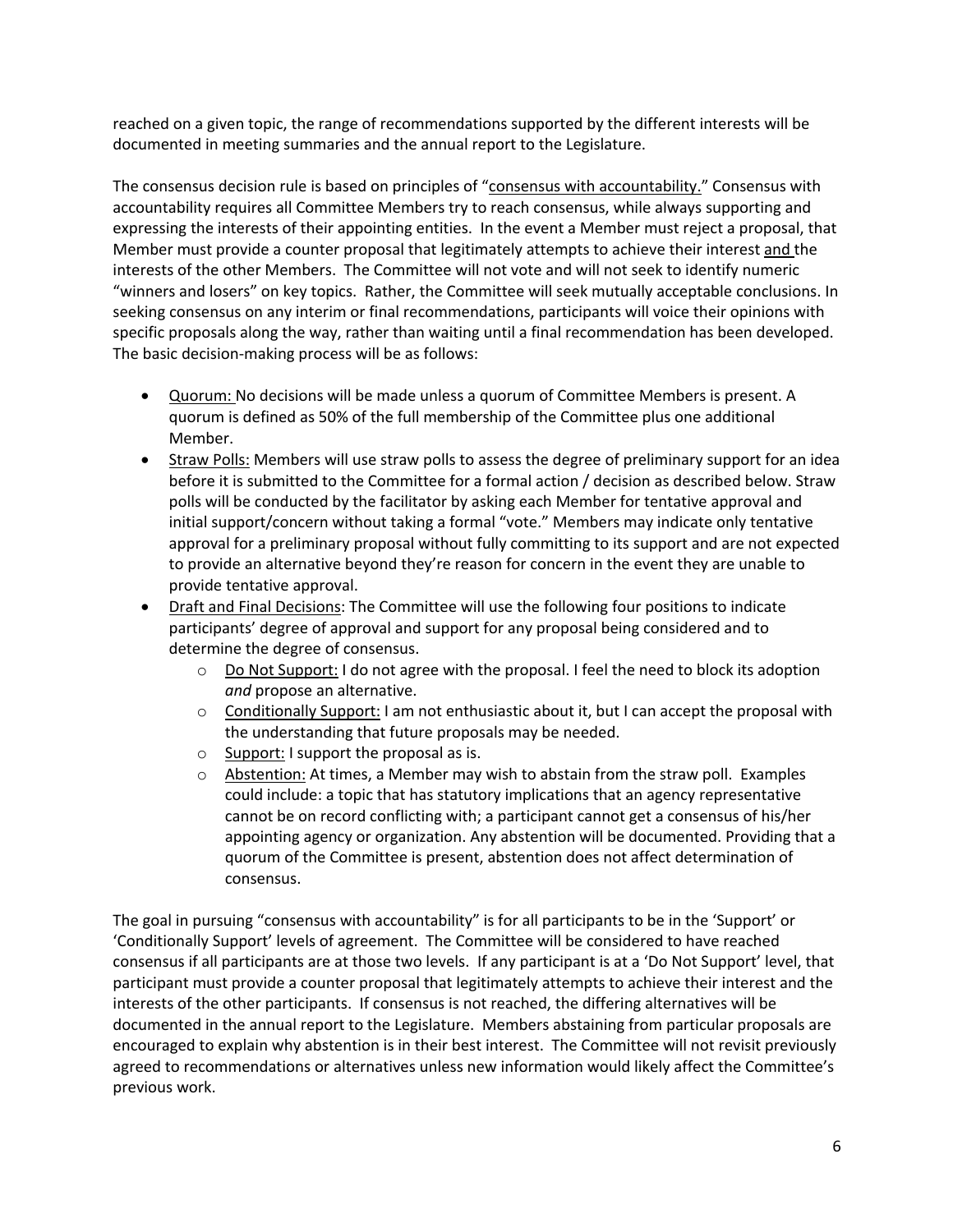reached on a given topic, the range of recommendations supported by the different interests will be documented in meeting summaries and the annual report to the Legislature.

The consensus decision rule is based on principles of "consensus with accountability." Consensus with accountability requires all Committee Members try to reach consensus, while always supporting and expressing the interests of their appointing entities. In the event a Member must reject a proposal, that Member must provide a counter proposal that legitimately attempts to achieve their interest and the interests of the other Members. The Committee will not vote and will not seek to identify numeric "winners and losers" on key topics. Rather, the Committee will seek mutually acceptable conclusions. In seeking consensus on any interim or final recommendations, participants will voice their opinions with specific proposals along the way, rather than waiting until a final recommendation has been developed. The basic decision-making process will be as follows:

- Quorum: No decisions will be made unless a quorum of Committee Members is present. A quorum is defined as 50% of the full membership of the Committee plus one additional Member.
- Straw Polls: Members will use straw polls to assess the degree of preliminary support for an idea before it is submitted to the Committee for a formal action / decision as described below. Straw polls will be conducted by the facilitator by asking each Member for tentative approval and initial support/concern without taking a formal "vote." Members may indicate only tentative approval for a preliminary proposal without fully committing to its support and are not expected to provide an alternative beyond they're reason for concern in the event they are unable to provide tentative approval.
- Draft and Final Decisions: The Committee will use the following four positions to indicate participants' degree of approval and support for any proposal being considered and to determine the degree of consensus.
    - Do Not Support: I do not agree with the proposal. I feel the need to block its adoption *and* propose an alternative.
    - Conditionally Support: I am not enthusiastic about it, but I can accept the proposal with the understanding that future proposals may be needed.
    - Support: I support the proposal as is.
    - Abstention: At times, a Member may wish to abstain from the straw poll. Examples could include: a topic that has statutory implications that an agency representative cannot be on record conflicting with; a participant cannot get a consensus of his/her appointing agency or organization. Any abstention will be documented. Providing that a quorum of the Committee is present, abstention does not affect determination of consensus.

The goal in pursuing "consensus with accountability" is for all participants to be in the 'Support' or 'Conditionally Support' levels of agreement. The Committee will be considered to have reached consensus if all participants are at those two levels. If any participant is at a 'Do Not Support' level, that participant must provide a counter proposal that legitimately attempts to achieve their interest and the interests of the other participants. If consensus is not reached, the differing alternatives will be documented in the annual report to the Legislature. Members abstaining from particular proposals are encouraged to explain why abstention is in their best interest. The Committee will not revisit previously agreed to recommendations or alternatives unless new information would likely affect the Committee's previous work.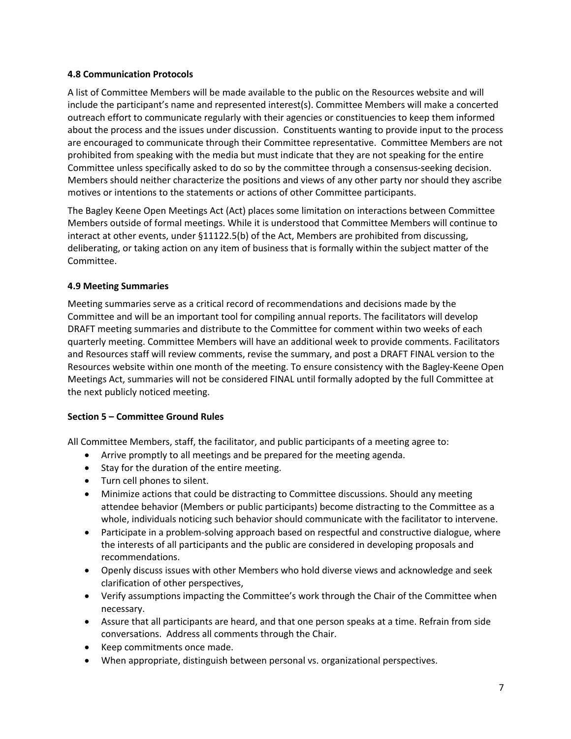**4.8 Communication Protocols**

A list of Committee Members will be made available to the public on the Resources website and will include the participant's name and represented interest(s). Committee Members will make a concerted outreach effort to communicate regularly with their agencies or constituencies to keep them informed about the process and the issues under discussion. Constituents wanting to provide input to the process are encouraged to communicate through their Committee representative. Committee Members are not prohibited from speaking with the media but must indicate that they are not speaking for the entire Committee unless specifically asked to do so by the committee through a consensus-seeking decision. Members should neither characterize the positions and views of any other party nor should they ascribe motives or intentions to the statements or actions of other Committee participants.

The Bagley Keene Open Meetings Act (Act) places some limitation on interactions between Committee Members outside of formal meetings. While it is understood that Committee Members will continue to interact at other events, under §11122.5(b) of the Act, Members are prohibited from discussing, deliberating, or taking action on any item of business that is formally within the subject matter of the Committee.

**4.9 Meeting Summaries**

Meeting summaries serve as a critical record of recommendations and decisions made by the Committee and will be an important tool for compiling annual reports. The facilitators will develop DRAFT meeting summaries and distribute to the Committee for comment within two weeks of each quarterly meeting. Committee Members will have an additional week to provide comments. Facilitators and Resources staff will review comments, revise the summary, and post a DRAFT FINAL version to the Resources website within one month of the meeting. To ensure consistency with the Bagley-Keene Open Meetings Act, summaries will not be considered FINAL until formally adopted by the full Committee at the next publicly noticed meeting.

**Section 5 – Committee Ground Rules**

All Committee Members, staff, the facilitator, and public participants of a meeting agree to:

- Arrive promptly to all meetings and be prepared for the meeting agenda.
- Stay for the duration of the entire meeting.
- Turn cell phones to silent.
- Minimize actions that could be distracting to Committee discussions. Should any meeting attendee behavior (Members or public participants) become distracting to the Committee as a whole, individuals noticing such behavior should communicate with the facilitator to intervene.
- Participate in a problem-solving approach based on respectful and constructive dialogue, where the interests of all participants and the public are considered in developing proposals and recommendations.
- Openly discuss issues with other Members who hold diverse views and acknowledge and seek clarification of other perspectives,
- Verify assumptions impacting the Committee's work through the Chair of the Committee when necessary.
- Assure that all participants are heard, and that one person speaks at a time. Refrain from side conversations. Address all comments through the Chair.
- Keep commitments once made.
- When appropriate, distinguish between personal vs. organizational perspectives.